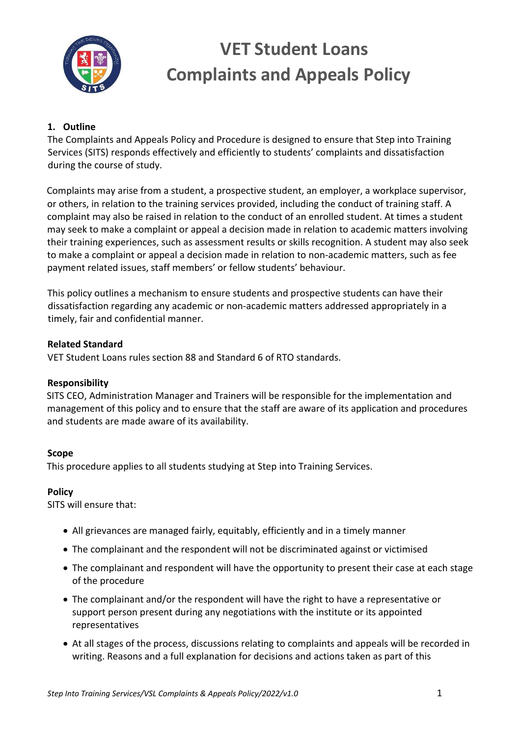# VET Student Loans Complaints and Appeals Policy

## 1. Outline

The Complaints and Appeals Policy and Procedure is designed to ensure that Step into Training Services (SITS) responds effectively and efficiently to students' complaints and dissatisfaction during the course of study.

Complaints may arise from a student, a prospective student, an employer, a workplace supervisor, or others, in relation to the training services provided, including the conduct of training staff. A complaint may also be raised in relation to the conduct of an enrolled student. At times a student may seek to make a complaint or appeal a decision made in relation to academic matters involving their training experiences, such as assessment results or skills recognition. A student may also seek to make a complaint or appeal a decision made in relation to non-academic matters, such as fee payment related issues, staff members' or fellow students' behaviour.

This policy outlines a mechanism to ensure students and prospective students can have their dissatisfaction regarding any academic or non-academic matters addressed appropriately in a timely, fair and confidential manner.

### Related Standard

VET Student Loans rules section 88 and Standard 6 of RTO standards.

### Responsibility

SITS CEO, Administration Manager and Trainers will be responsible for the implementation and management of this policy and to ensure that the staff are aware of its application and procedures and students are made aware of its availability.

### Scope

This procedure applies to all students studying at Step into Training Services.

### Policy

SITS will ensure that:

- All grievances are managed fairly, equitably, efficiently and in a timely manner
- The complainant and the respondent will not be discriminated against or victimised
- The complainant and respondent will have the opportunity to present their case at each stage of the procedure
- The complainant and/or the respondent will have the right to have a representative or support person present during any negotiations with the institute or its appointed representatives
- At all stages of the process, discussions relating to complaints and appeals will be recorded in writing. Reasons and a full explanation for decisions and actions taken as part of this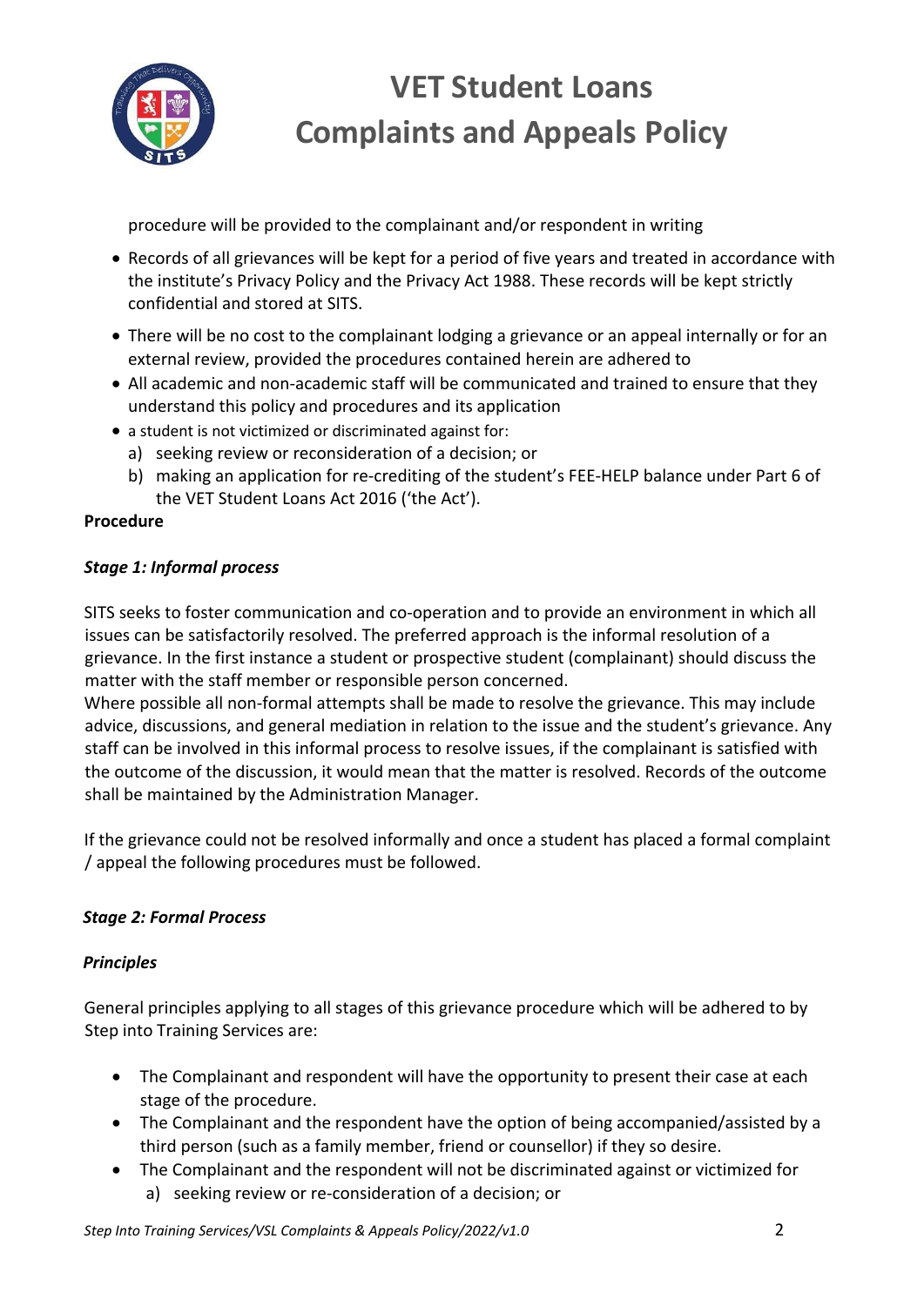procedure will be provided to the complainant and/or respondent in writing

- Records of all grievances will be kept for a period of five years and treated in accordance with the institute's Privacy Policy and the Privacy Act 1988. These records will be kept strictly confidential and stored at SITS.
- There will be no cost to the complainant lodging a grievance or an appeal internally or for an external review, provided the procedures contained herein are adhered to
- All academic and non-academic staff will be communicated and trained to ensure that they understand this policy and procedures and its application
- a student is not victimized or discriminated against for:
  a) seeking review or reconsideration of a decision; or
  b) making an application for re-crediting of the student's FEE-HELP balance under Part 6 of the VET Student Loans Act 2016 ('the Act').

**Procedure**

***Stage 1: Informal process***

SITS seeks to foster communication and co-operation and to provide an environment in which all issues can be satisfactorily resolved. The preferred approach is the informal resolution of a grievance. In the first instance a student or prospective student (complainant) should discuss the matter with the staff member or responsible person concerned.
Where possible all non-formal attempts shall be made to resolve the grievance. This may include advice, discussions, and general mediation in relation to the issue and the student's grievance. Any staff can be involved in this informal process to resolve issues, if the complainant is satisfied with the outcome of the discussion, it would mean that the matter is resolved. Records of the outcome shall be maintained by the Administration Manager.

If the grievance could not be resolved informally and once a student has placed a formal complaint / appeal the following procedures must be followed.

***Stage 2: Formal Process***

***Principles***

General principles applying to all stages of this grievance procedure which will be adhered to by Step into Training Services are:

- The Complainant and respondent will have the opportunity to present their case at each stage of the procedure.
- The Complainant and the respondent have the option of being accompanied/assisted by a third person (such as a family member, friend or counsellor) if they so desire.
- The Complainant and the respondent will not be discriminated against or victimized for
  a) seeking review or re-consideration of a decision; or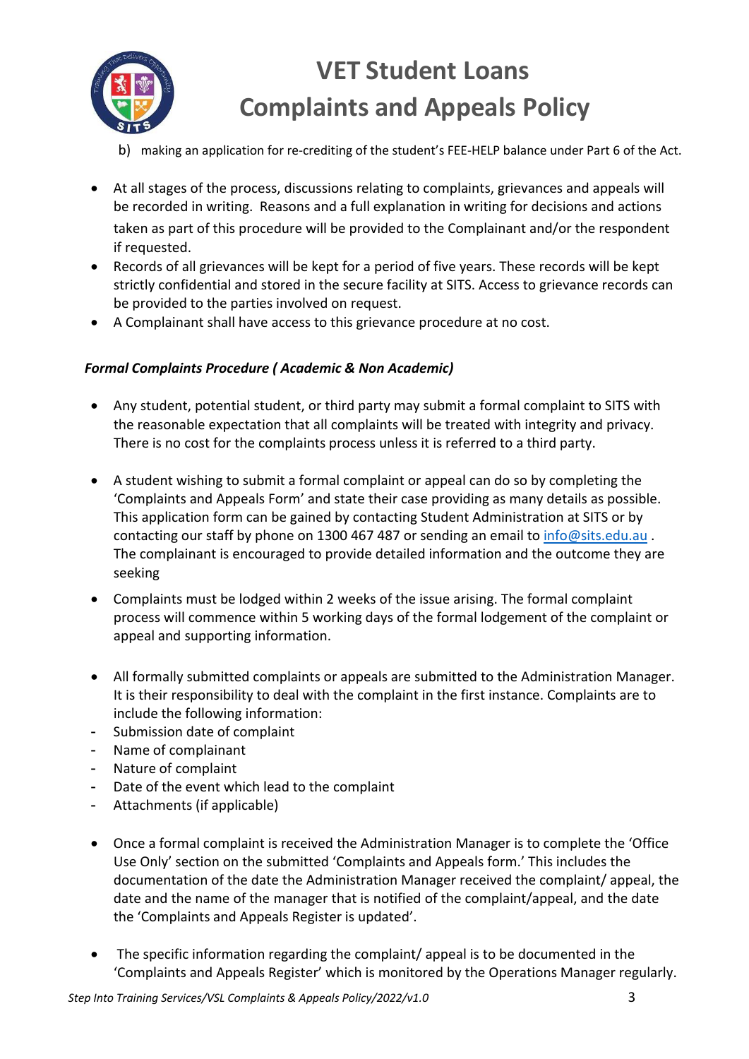b) making an application for re-crediting of the student's FEE-HELP balance under Part 6 of the Act.

- At all stages of the process, discussions relating to complaints, grievances and appeals will be recorded in writing. Reasons and a full explanation in writing for decisions and actions taken as part of this procedure will be provided to the Complainant and/or the respondent if requested.
- Records of all grievances will be kept for a period of five years. These records will be kept strictly confidential and stored in the secure facility at SITS. Access to grievance records can be provided to the parties involved on request.
- A Complainant shall have access to this grievance procedure at no cost.

***Formal Complaints Procedure ( Academic & Non Academic)***

- Any student, potential student, or third party may submit a formal complaint to SITS with the reasonable expectation that all complaints will be treated with integrity and privacy. There is no cost for the complaints process unless it is referred to a third party.

- A student wishing to submit a formal complaint or appeal can do so by completing the 'Complaints and Appeals Form' and state their case providing as many details as possible. This application form can be gained by contacting Student Administration at SITS or by contacting our staff by phone on 1300 467 487 or sending an email to info@sits.edu.au . The complainant is encouraged to provide detailed information and the outcome they are seeking

- Complaints must be lodged within 2 weeks of the issue arising. The formal complaint process will commence within 5 working days of the formal lodgement of the complaint or appeal and supporting information.

- All formally submitted complaints or appeals are submitted to the Administration Manager. It is their responsibility to deal with the complaint in the first instance. Complaints are to include the following information:
  - Submission date of complaint
  - Name of complainant
  - Nature of complaint
  - Date of the event which lead to the complaint
  - Attachments (if applicable)

- Once a formal complaint is received the Administration Manager is to complete the 'Office Use Only' section on the submitted 'Complaints and Appeals form.' This includes the documentation of the date the Administration Manager received the complaint/ appeal, the date and the name of the manager that is notified of the complaint/appeal, and the date the 'Complaints and Appeals Register is updated'.

- The specific information regarding the complaint/ appeal is to be documented in the 'Complaints and Appeals Register' which is monitored by the Operations Manager regularly.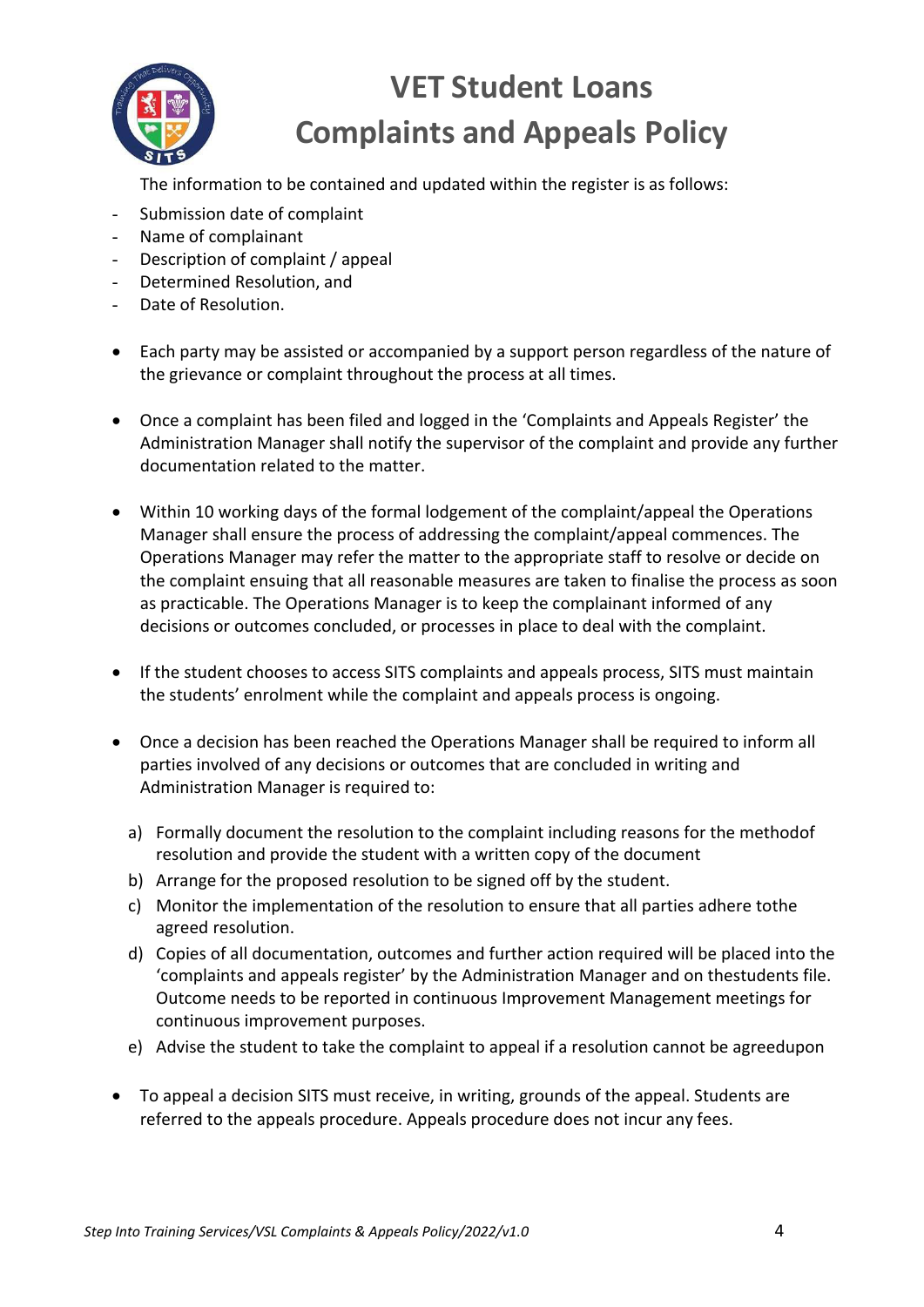The information to be contained and updated within the register is as follows:

- Submission date of complaint
- Name of complainant
- Description of complaint / appeal
- Determined Resolution, and
- Date of Resolution.

- Each party may be assisted or accompanied by a support person regardless of the nature of the grievance or complaint throughout the process at all times.

- Once a complaint has been filed and logged in the 'Complaints and Appeals Register' the Administration Manager shall notify the supervisor of the complaint and provide any further documentation related to the matter.

- Within 10 working days of the formal lodgement of the complaint/appeal the Operations Manager shall ensure the process of addressing the complaint/appeal commences. The Operations Manager may refer the matter to the appropriate staff to resolve or decide on the complaint ensuing that all reasonable measures are taken to finalise the process as soon as practicable. The Operations Manager is to keep the complainant informed of any decisions or outcomes concluded, or processes in place to deal with the complaint.

- If the student chooses to access SITS complaints and appeals process, SITS must maintain the students' enrolment while the complaint and appeals process is ongoing.

- Once a decision has been reached the Operations Manager shall be required to inform all parties involved of any decisions or outcomes that are concluded in writing and Administration Manager is required to:

  a) Formally document the resolution to the complaint including reasons for the methodof resolution and provide the student with a written copy of the document
  b) Arrange for the proposed resolution to be signed off by the student.
  c) Monitor the implementation of the resolution to ensure that all parties adhere tothe agreed resolution.
  d) Copies of all documentation, outcomes and further action required will be placed into the 'complaints and appeals register' by the Administration Manager and on thestudents file. Outcome needs to be reported in continuous Improvement Management meetings for continuous improvement purposes.
  e) Advise the student to take the complaint to appeal if a resolution cannot be agreedupon

- To appeal a decision SITS must receive, in writing, grounds of the appeal. Students are referred to the appeals procedure. Appeals procedure does not incur any fees.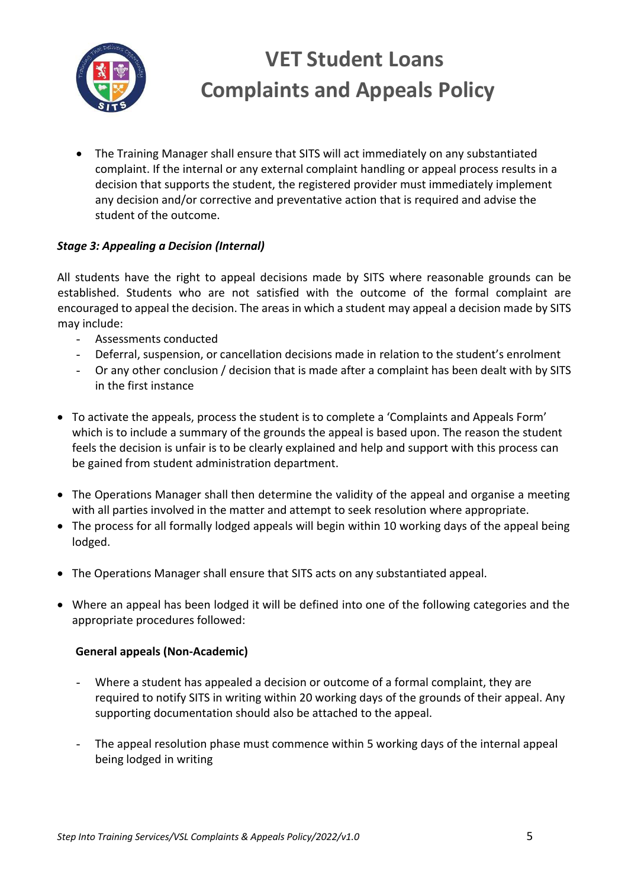- The Training Manager shall ensure that SITS will act immediately on any substantiated complaint. If the internal or any external complaint handling or appeal process results in a decision that supports the student, the registered provider must immediately implement any decision and/or corrective and preventative action that is required and advise the student of the outcome.

***Stage 3: Appealing a Decision (Internal)***

All students have the right to appeal decisions made by SITS where reasonable grounds can be established. Students who are not satisfied with the outcome of the formal complaint are encouraged to appeal the decision. The areas in which a student may appeal a decision made by SITS may include:

- Assessments conducted
- Deferral, suspension, or cancellation decisions made in relation to the student's enrolment
- Or any other conclusion / decision that is made after a complaint has been dealt with by SITS in the first instance

- To activate the appeals, process the student is to complete a 'Complaints and Appeals Form' which is to include a summary of the grounds the appeal is based upon. The reason the student feels the decision is unfair is to be clearly explained and help and support with this process can be gained from student administration department.

- The Operations Manager shall then determine the validity of the appeal and organise a meeting with all parties involved in the matter and attempt to seek resolution where appropriate.
- The process for all formally lodged appeals will begin within 10 working days of the appeal being lodged.

- The Operations Manager shall ensure that SITS acts on any substantiated appeal.

- Where an appeal has been lodged it will be defined into one of the following categories and the appropriate procedures followed:

**General appeals (Non-Academic)**

- Where a student has appealed a decision or outcome of a formal complaint, they are required to notify SITS in writing within 20 working days of the grounds of their appeal. Any supporting documentation should also be attached to the appeal.

- The appeal resolution phase must commence within 5 working days of the internal appeal being lodged in writing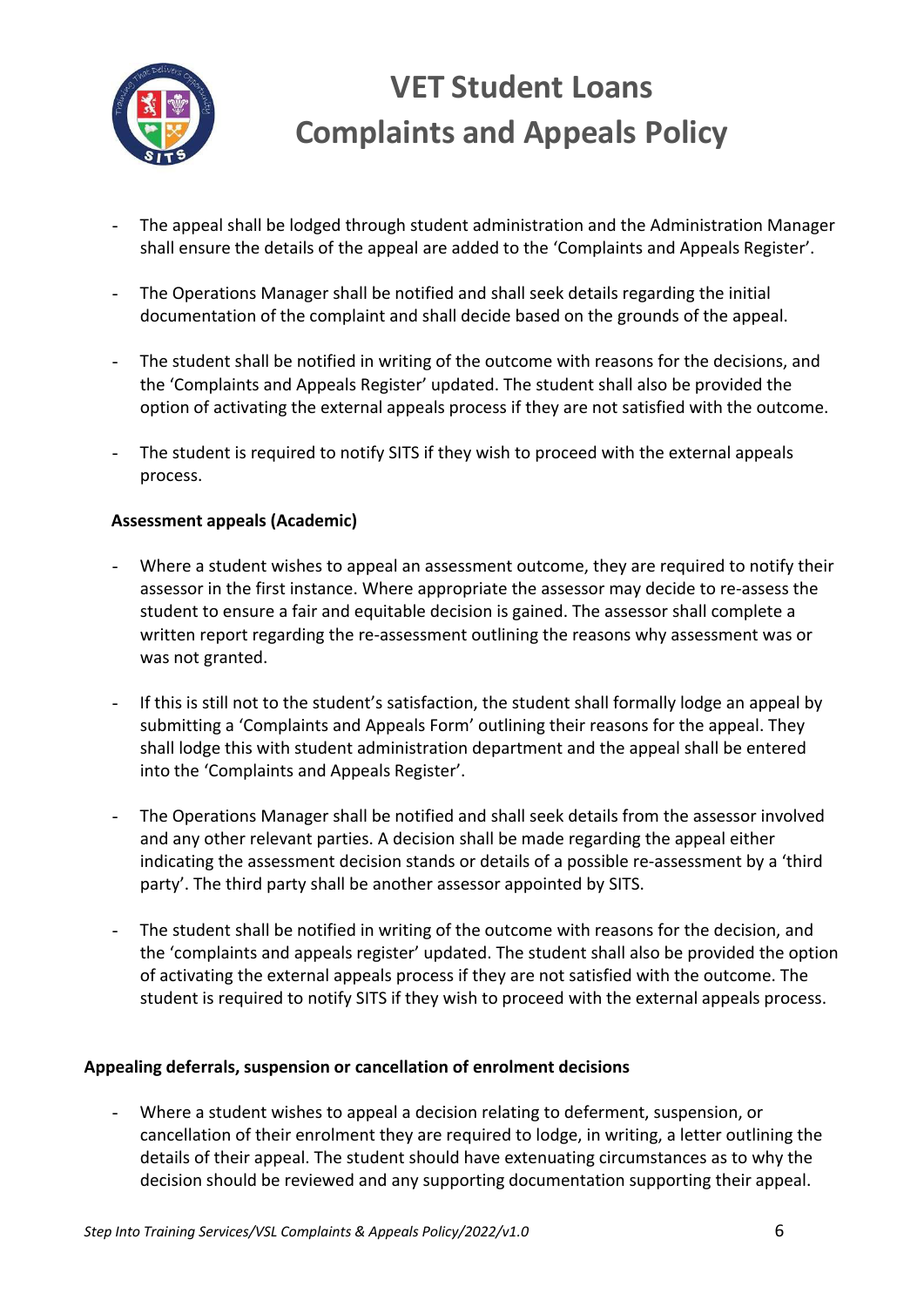- The appeal shall be lodged through student administration and the Administration Manager shall ensure the details of the appeal are added to the 'Complaints and Appeals Register'.

- The Operations Manager shall be notified and shall seek details regarding the initial documentation of the complaint and shall decide based on the grounds of the appeal.

- The student shall be notified in writing of the outcome with reasons for the decisions, and the 'Complaints and Appeals Register' updated. The student shall also be provided the option of activating the external appeals process if they are not satisfied with the outcome.

- The student is required to notify SITS if they wish to proceed with the external appeals process.

**Assessment appeals (Academic)**

- Where a student wishes to appeal an assessment outcome, they are required to notify their assessor in the first instance. Where appropriate the assessor may decide to re-assess the student to ensure a fair and equitable decision is gained. The assessor shall complete a written report regarding the re-assessment outlining the reasons why assessment was or was not granted.

- If this is still not to the student's satisfaction, the student shall formally lodge an appeal by submitting a 'Complaints and Appeals Form' outlining their reasons for the appeal. They shall lodge this with student administration department and the appeal shall be entered into the 'Complaints and Appeals Register'.

- The Operations Manager shall be notified and shall seek details from the assessor involved and any other relevant parties. A decision shall be made regarding the appeal either indicating the assessment decision stands or details of a possible re-assessment by a 'third party'. The third party shall be another assessor appointed by SITS.

- The student shall be notified in writing of the outcome with reasons for the decision, and the 'complaints and appeals register' updated. The student shall also be provided the option of activating the external appeals process if they are not satisfied with the outcome. The student is required to notify SITS if they wish to proceed with the external appeals process.

**Appealing deferrals, suspension or cancellation of enrolment decisions**

- Where a student wishes to appeal a decision relating to deferment, suspension, or cancellation of their enrolment they are required to lodge, in writing, a letter outlining the details of their appeal. The student should have extenuating circumstances as to why the decision should be reviewed and any supporting documentation supporting their appeal.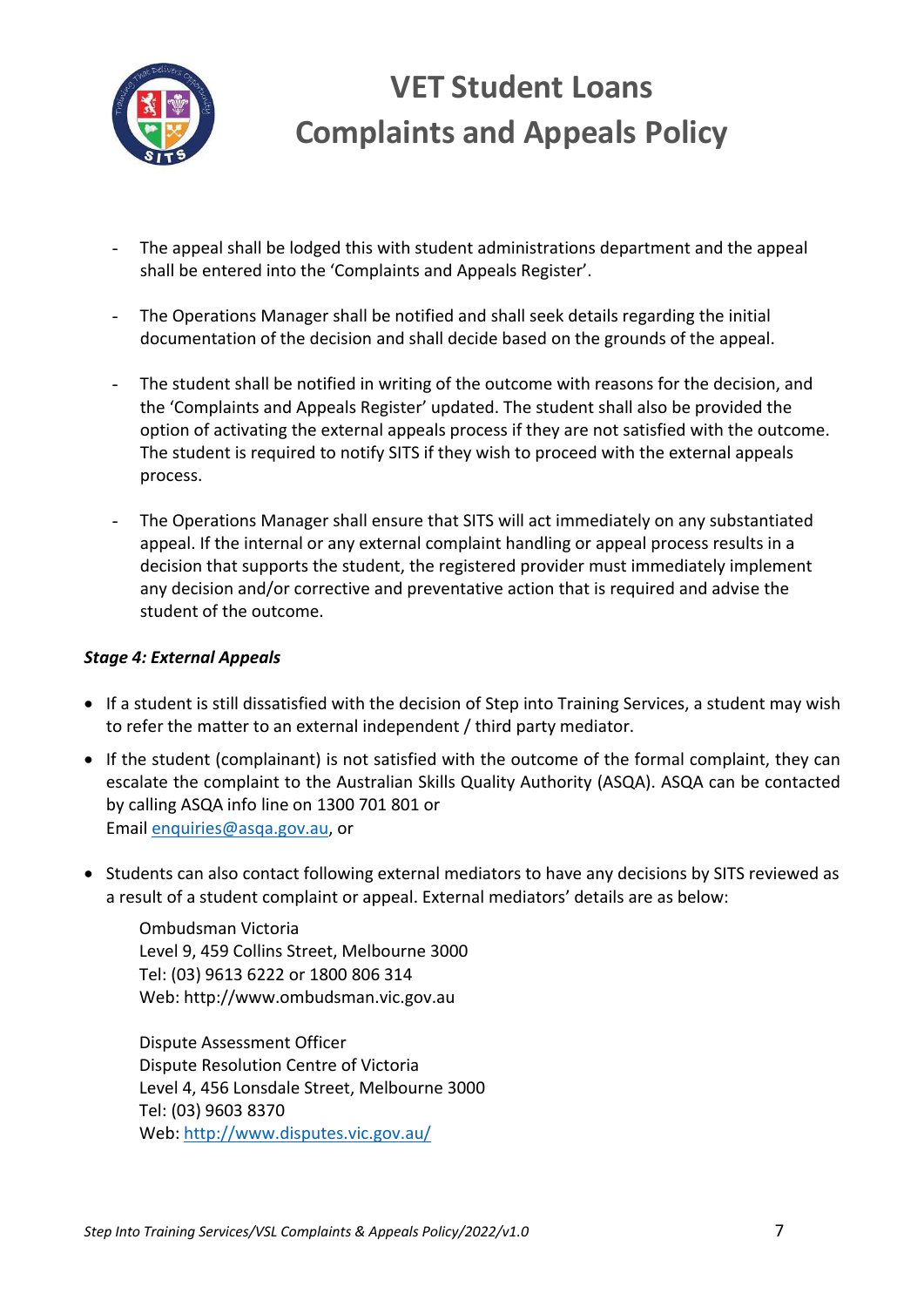- The appeal shall be lodged this with student administrations department and the appeal shall be entered into the 'Complaints and Appeals Register'.

- The Operations Manager shall be notified and shall seek details regarding the initial documentation of the decision and shall decide based on the grounds of the appeal.

- The student shall be notified in writing of the outcome with reasons for the decision, and the 'Complaints and Appeals Register' updated. The student shall also be provided the option of activating the external appeals process if they are not satisfied with the outcome. The student is required to notify SITS if they wish to proceed with the external appeals process.

- The Operations Manager shall ensure that SITS will act immediately on any substantiated appeal. If the internal or any external complaint handling or appeal process results in a decision that supports the student, the registered provider must immediately implement any decision and/or corrective and preventative action that is required and advise the student of the outcome.

***Stage 4: External Appeals***

- If a student is still dissatisfied with the decision of Step into Training Services, a student may wish to refer the matter to an external independent / third party mediator.
- If the student (complainant) is not satisfied with the outcome of the formal complaint, they can escalate the complaint to the Australian Skills Quality Authority (ASQA). ASQA can be contacted by calling ASQA info line on 1300 701 801 or
  Email enquiries@asqa.gov.au, or

- Students can also contact following external mediators to have any decisions by SITS reviewed as a result of a student complaint or appeal. External mediators' details are as below:

  Ombudsman Victoria
  Level 9, 459 Collins Street, Melbourne 3000
  Tel: (03) 9613 6222 or 1800 806 314
  Web: http://www.ombudsman.vic.gov.au

  Dispute Assessment Officer
  Dispute Resolution Centre of Victoria
  Level 4, 456 Lonsdale Street, Melbourne 3000
  Tel: (03) 9603 8370
  Web: http://www.disputes.vic.gov.au/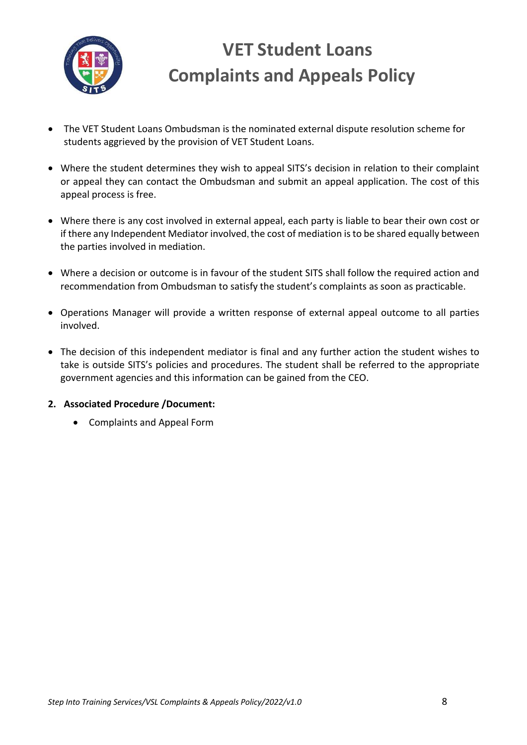# VET Student Loans Complaints and Appeals Policy

- The VET Student Loans Ombudsman is the nominated external dispute resolution scheme for students aggrieved by the provision of VET Student Loans.
- Where the student determines they wish to appeal SITS's decision in relation to their complaint or appeal they can contact the Ombudsman and submit an appeal application. The cost of this appeal process is free.
- Where there is any cost involved in external appeal, each party is liable to bear their own cost or if there any Independent Mediator involved, the cost of mediation is to be shared equally between the parties involved in mediation.
- Where a decision or outcome is in favour of the student SITS shall follow the required action and recommendation from Ombudsman to satisfy the student's complaints as soon as practicable.
- Operations Manager will provide a written response of external appeal outcome to all parties involved.
- The decision of this independent mediator is final and any further action the student wishes to take is outside SITS's policies and procedures. The student shall be referred to the appropriate government agencies and this information can be gained from the CEO.

**2. Associated Procedure /Document:**

- Complaints and Appeal Form